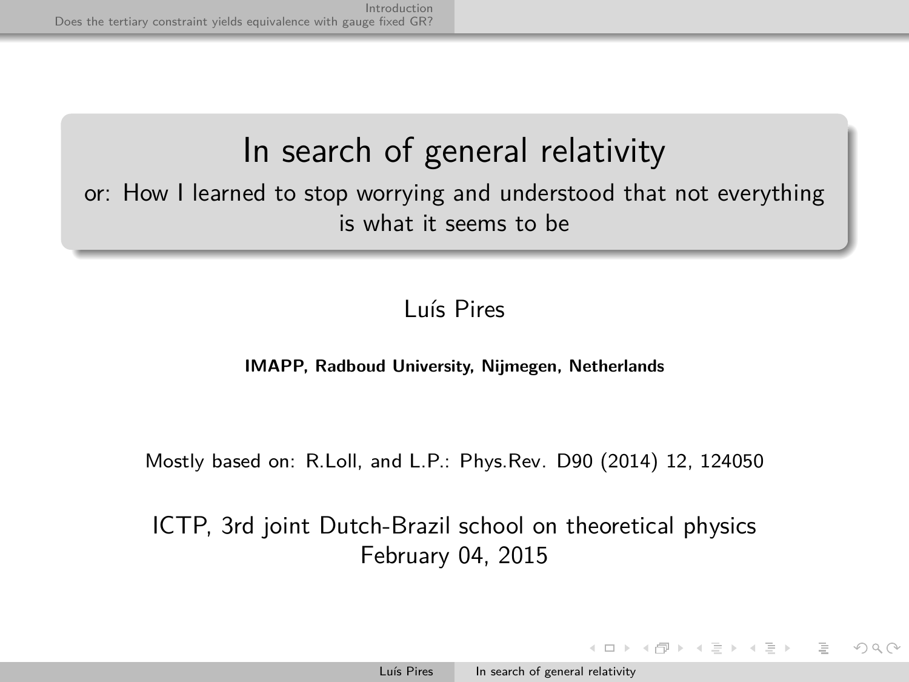# In search of general relativity

or: How I learned to stop worrying and understood that not everything is what it seems to be

Luís Pires

**IMAPP, Radboud University, Nijmegen, Netherlands**

Mostly based on: R.Loll, and L.P.: Phys.Rev. D90 (2014) 12, 124050

ICTP, 3rd joint Dutch-Brazil school on theoretical physics
February 04, 2015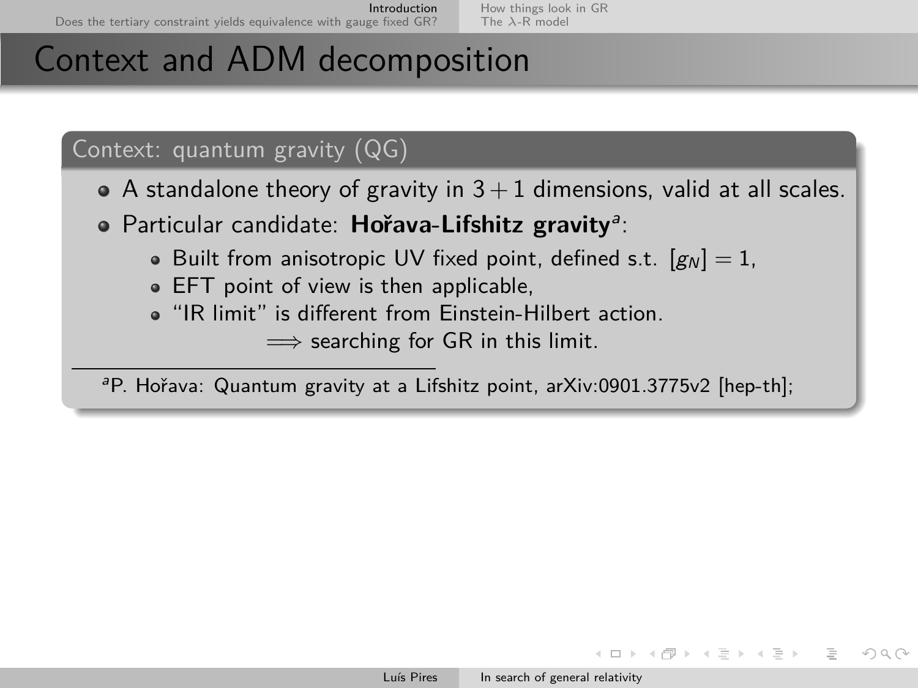# Context and ADM decomposition

## Context: quantum gravity (QG)

- A standalone theory of gravity in $3+1$ dimensions, valid at all scales.
- Particular candidate: **Hořava-Lifshitz gravity**[a]:
  - Built from anisotropic UV fixed point, defined s.t. $[g_N] = 1$,
  - EFT point of view is then applicable,
  - "IR limit" is different from Einstein-Hilbert action.

    $\Longrightarrow$ searching for GR in this limit.

[a] P. Hořava: Quantum gravity at a Lifshitz point, arXiv:0901.3775v2 [hep-th];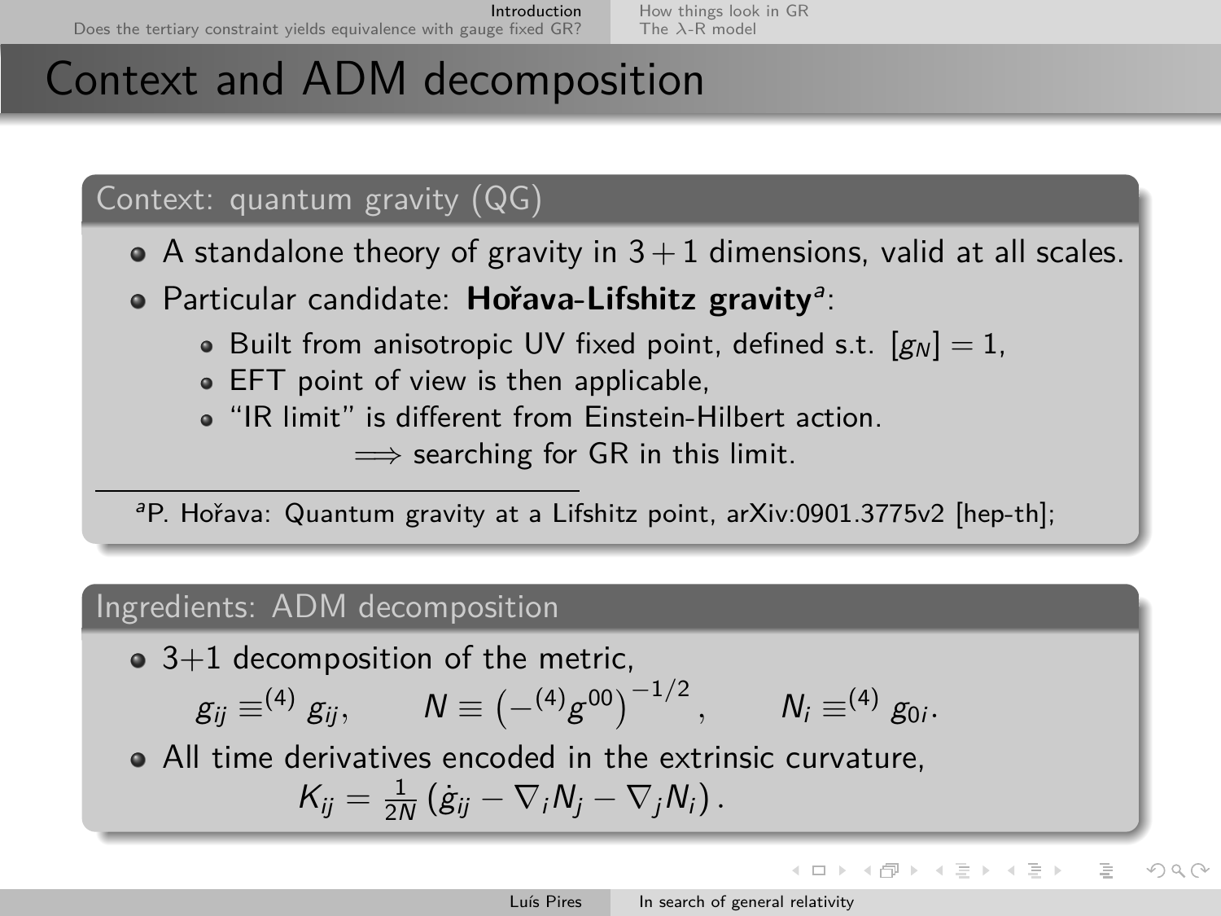# Context and ADM decomposition

## Context: quantum gravity (QG)

- A standalone theory of gravity in $3+1$ dimensions, valid at all scales.
- Particular candidate: **Hořava-Lifshitz gravity**[a]:
  - Built from anisotropic UV fixed point, defined s.t. $[g_N] = 1$,
  - EFT point of view is then applicable,
  - "IR limit" is different from Einstein-Hilbert action.

    $\implies$ searching for GR in this limit.

[a] P. Hořava: Quantum gravity at a Lifshitz point, arXiv:0901.3775v2 [hep-th];

## Ingredients: ADM decomposition

- 3+1 decomposition of the metric,

$$g_{ij} \equiv {}^{(4)} g_{ij}, \qquad N \equiv \left(-{}^{(4)}g^{00}\right)^{-1/2}, \qquad N_i \equiv {}^{(4)} g_{0i}.$$

- All time derivatives encoded in the extrinsic curvature,

$$K_{ij} = \frac{1}{2N} \left(\dot{g}_{ij} - \nabla_i N_j - \nabla_j N_i\right).$$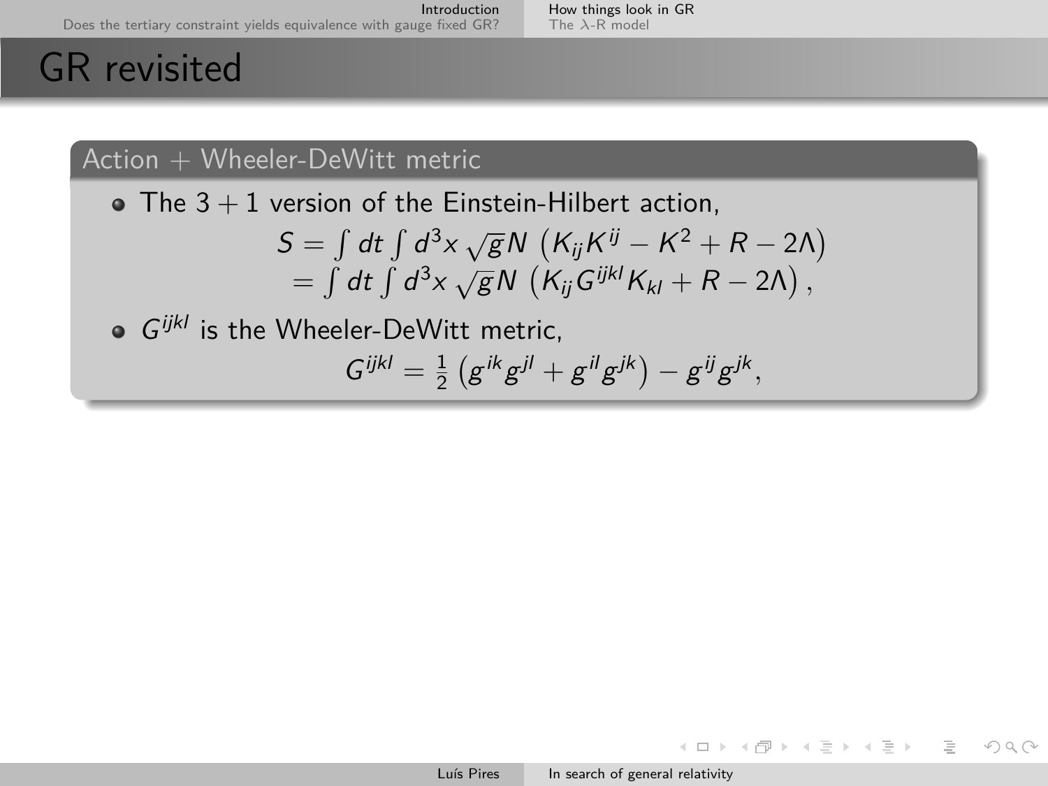# GR revisited

## Action + Wheeler-DeWitt metric

- The $3+1$ version of the Einstein-Hilbert action,

$$
\begin{aligned}
S &= \int dt \int d^3x \, \sqrt{g} N \left( K_{ij}K^{ij} - K^2 + R - 2\Lambda \right) \\
&= \int dt \int d^3x \, \sqrt{g} N \left( K_{ij}G^{ijkl}K_{kl} + R - 2\Lambda \right),
\end{aligned}
$$

- $G^{ijkl}$ is the Wheeler-DeWitt metric,

$$
G^{ijkl} = \frac{1}{2}\left( g^{ik}g^{jl} + g^{il}g^{jk} \right) - g^{ij}g^{jk},
$$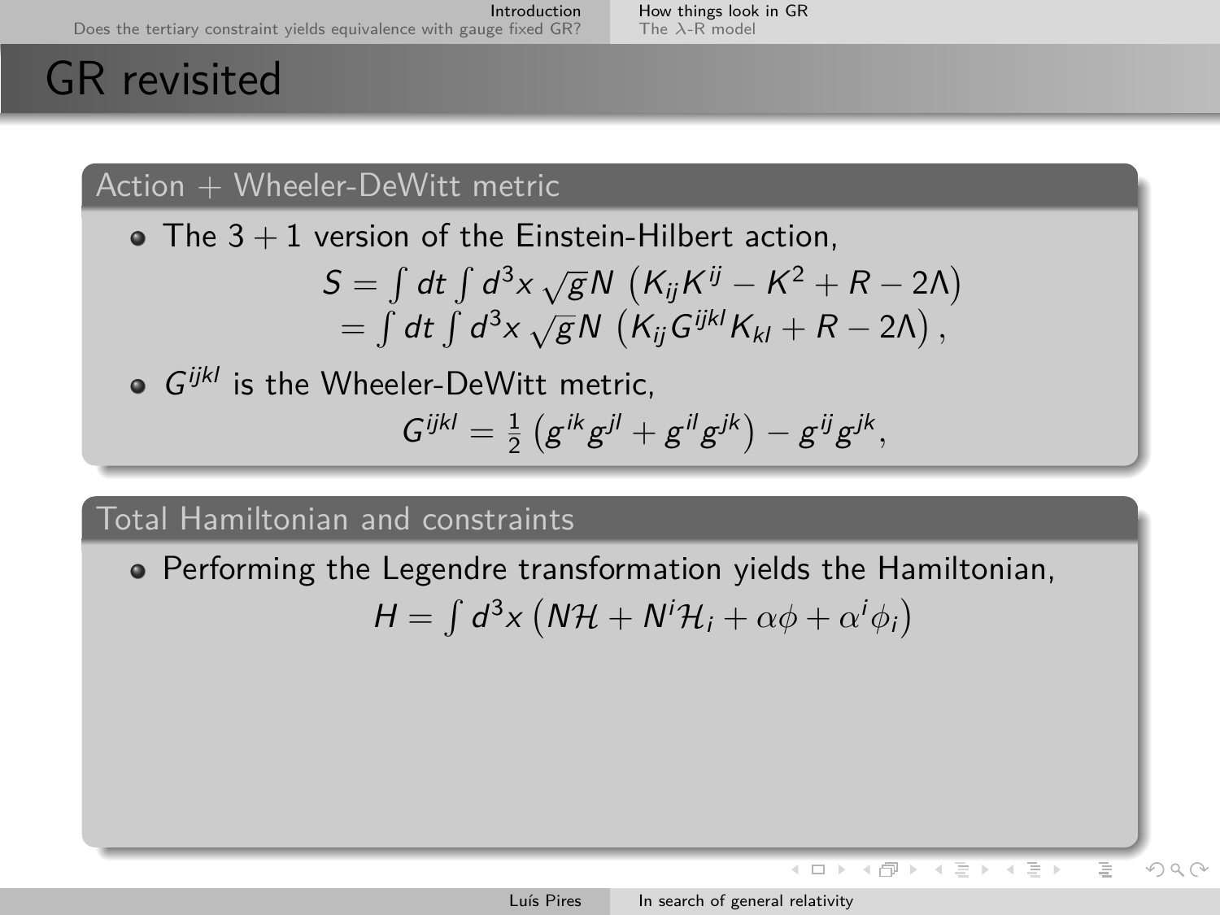# GR revisited

## Action + Wheeler-DeWitt metric

- The $3+1$ version of the Einstein-Hilbert action,

$$
\begin{aligned}
S &= \int dt \int d^3x \sqrt{g} N \left( K_{ij}K^{ij} - K^2 + R - 2\Lambda \right) \\
&= \int dt \int d^3x \sqrt{g} N \left( K_{ij} G^{ijkl} K_{kl} + R - 2\Lambda \right),
\end{aligned}
$$

- $G^{ijkl}$ is the Wheeler-DeWitt metric,

$$
G^{ijkl} = \frac{1}{2}\left( g^{ik}g^{jl} + g^{il}g^{jk} \right) - g^{ij}g^{jk},
$$

## Total Hamiltonian and constraints

- Performing the Legendre transformation yields the Hamiltonian,

$$
H = \int d^3x \left( N\mathcal{H} + N^i \mathcal{H}_i + \alpha\phi + \alpha^i \phi_i \right)
$$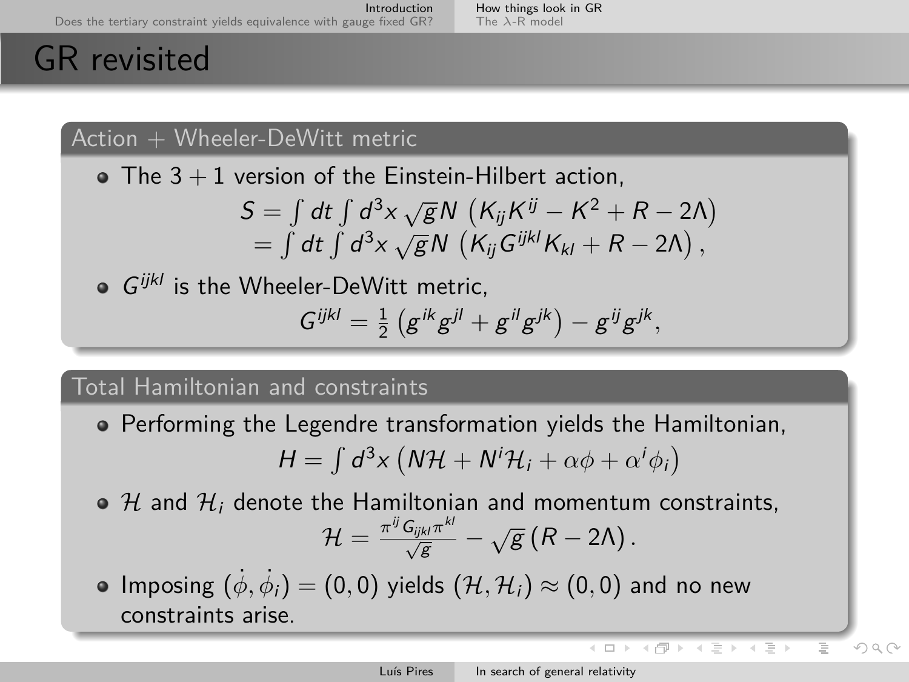# GR revisited

## Action + Wheeler-DeWitt metric

- The $3+1$ version of the Einstein-Hilbert action,

$$S = \int dt \int d^3x \, \sqrt{g} N \left( K_{ij}K^{ij} - K^2 + R - 2\Lambda \right)$$
$$= \int dt \int d^3x \, \sqrt{g} N \left( K_{ij} G^{ijkl} K_{kl} + R - 2\Lambda \right),$$

- $G^{ijkl}$ is the Wheeler-DeWitt metric,

$$G^{ijkl} = \frac{1}{2}\left( g^{ik}g^{jl} + g^{il}g^{jk} \right) - g^{ij}g^{jk},$$

## Total Hamiltonian and constraints

- Performing the Legendre transformation yields the Hamiltonian,

$$H = \int d^3x \left( N\mathcal{H} + N^i \mathcal{H}_i + \alpha\phi + \alpha^i \phi_i \right)$$

- $\mathcal{H}$ and $\mathcal{H}_i$ denote the Hamiltonian and momentum constraints,

$$\mathcal{H} = \frac{\pi^{ij} G_{ijkl} \pi^{kl}}{\sqrt{g}} - \sqrt{g}\left( R - 2\Lambda \right).$$

- Imposing $(\dot{\phi}, \dot{\phi}_i) = (0,0)$ yields $(\mathcal{H}, \mathcal{H}_i) \approx (0,0)$ and no new constraints arise.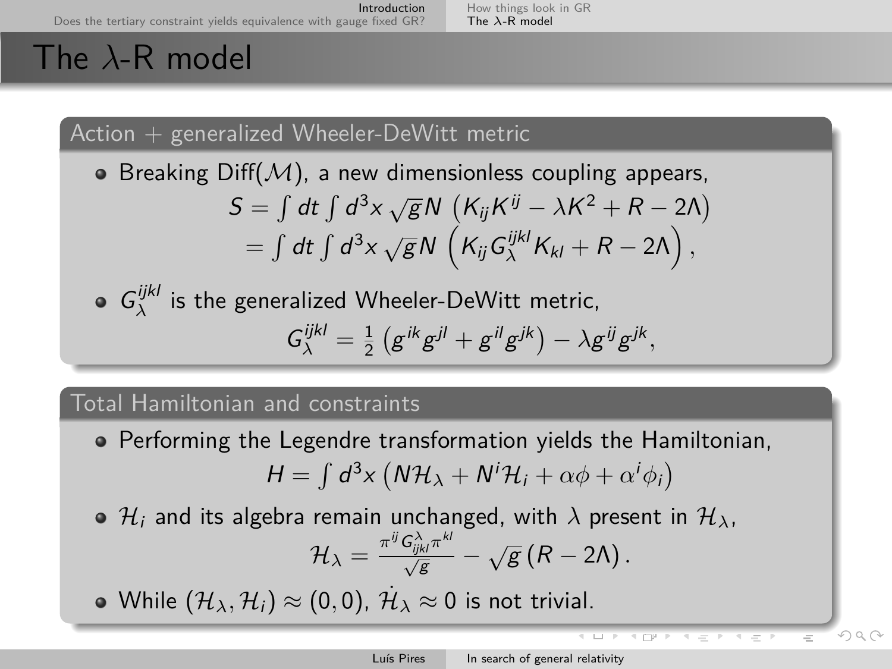# The λ-R model

## Action + generalized Wheeler-DeWitt metric

- Breaking Diff($\mathcal{M}$), a new dimensionless coupling appears,

$$S = \int dt \int d^3x \sqrt{g} N \left(K_{ij}K^{ij} - \lambda K^2 + R - 2\Lambda\right)$$
$$= \int dt \int d^3x \sqrt{g} N \left(K_{ij} G_\lambda^{ijkl} K_{kl} + R - 2\Lambda\right),$$

- $G_\lambda^{ijkl}$ is the generalized Wheeler-DeWitt metric,

$$G_\lambda^{ijkl} = \frac{1}{2}\left(g^{ik}g^{jl} + g^{il}g^{jk}\right) - \lambda g^{ij}g^{jk},$$

## Total Hamiltonian and constraints

- Performing the Legendre transformation yields the Hamiltonian,

$$H = \int d^3x \left(N\mathcal{H}_\lambda + N^i\mathcal{H}_i + \alpha\phi + \alpha^i\phi_i\right)$$

- $\mathcal{H}_i$ and its algebra remain unchanged, with $\lambda$ present in $\mathcal{H}_\lambda$,

$$\mathcal{H}_\lambda = \frac{\pi^{ij} G^\lambda_{ijkl} \pi^{kl}}{\sqrt{g}} - \sqrt{g}\left(R - 2\Lambda\right).$$

- While $(\mathcal{H}_\lambda, \mathcal{H}_i) \approx (0,0)$, $\dot{\mathcal{H}}_\lambda \approx 0$ is not trivial.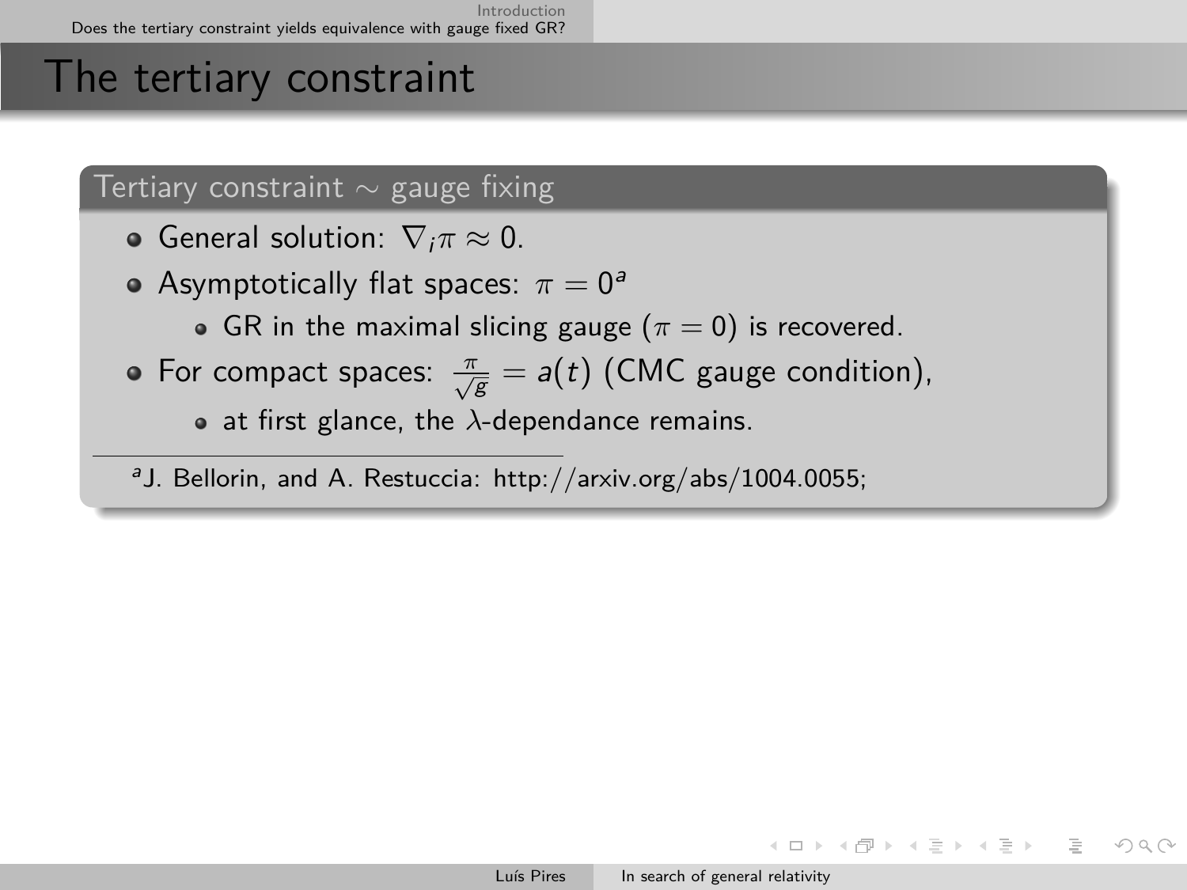# The tertiary constraint

### Tertiary constraint $\sim$ gauge fixing

- General solution: $\nabla_i \pi \approx 0$.
- Asymptotically flat spaces: $\pi = 0$[a]
  - GR in the maximal slicing gauge ($\pi = 0$) is recovered.
- For compact spaces: $\frac{\pi}{\sqrt{g}} = a(t)$ (CMC gauge condition),
  - at first glance, the $\lambda$-dependance remains.

[a] J. Bellorin, and A. Restuccia: http://arxiv.org/abs/1004.0055;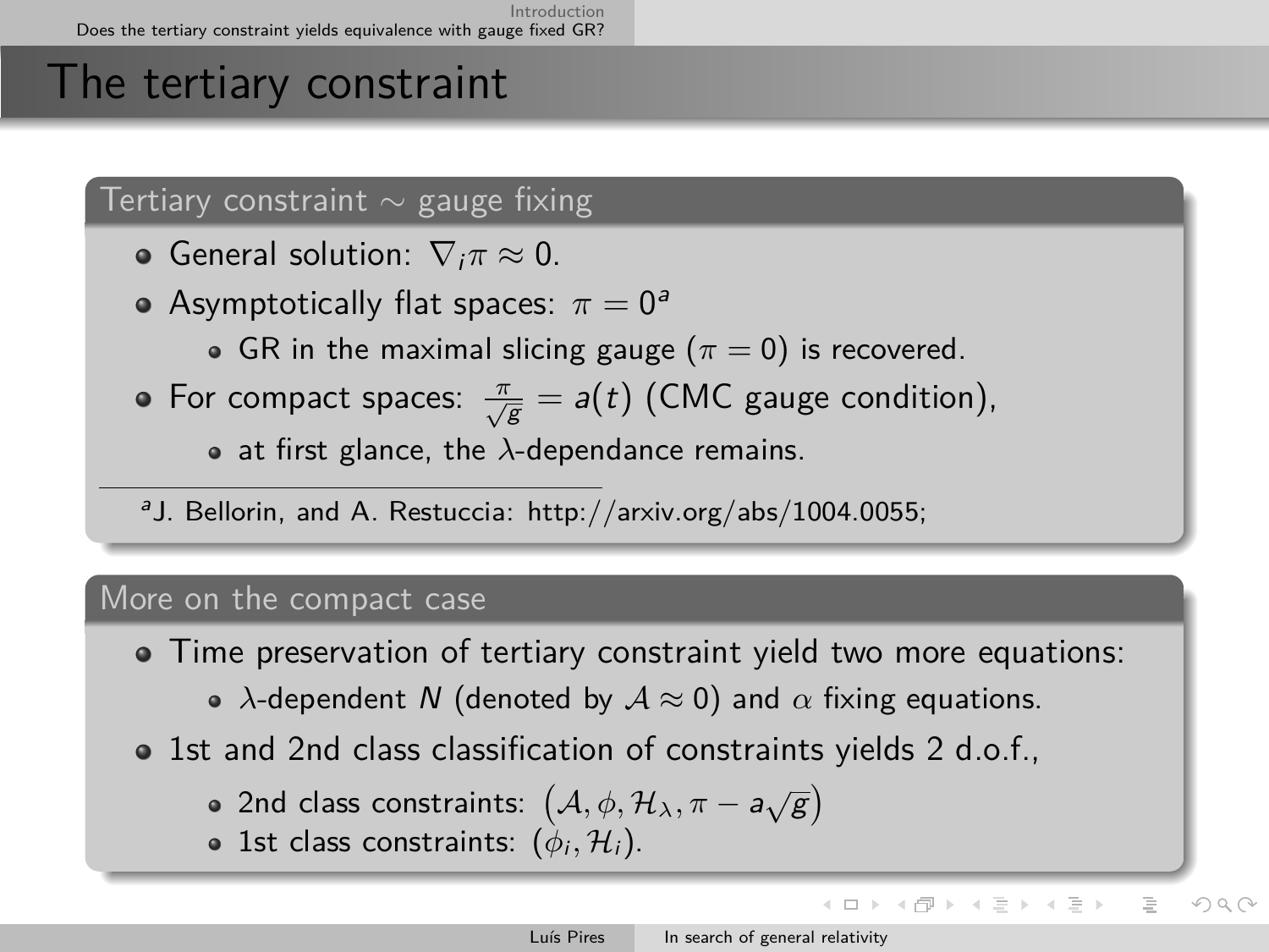# The tertiary constraint

## Tertiary constraint $\sim$ gauge fixing

- General solution: $\nabla_i \pi \approx 0$.
- Asymptotically flat spaces: $\pi = 0$[a]
  - GR in the maximal slicing gauge ($\pi = 0$) is recovered.
- For compact spaces: $\frac{\pi}{\sqrt{g}} = a(t)$ (CMC gauge condition),
  - at first glance, the $\lambda$-dependance remains.

[a] J. Bellorin, and A. Restuccia: http://arxiv.org/abs/1004.0055;

## More on the compact case

- Time preservation of tertiary constraint yield two more equations:
  - $\lambda$-dependent $N$ (denoted by $\mathcal{A} \approx 0$) and $\alpha$ fixing equations.
- 1st and 2nd class classification of constraints yields 2 d.o.f.,
  - 2nd class constraints: $\left(\mathcal{A}, \phi, \mathcal{H}_\lambda, \pi - a\sqrt{g}\right)$
  - 1st class constraints: $(\phi_i, \mathcal{H}_i)$.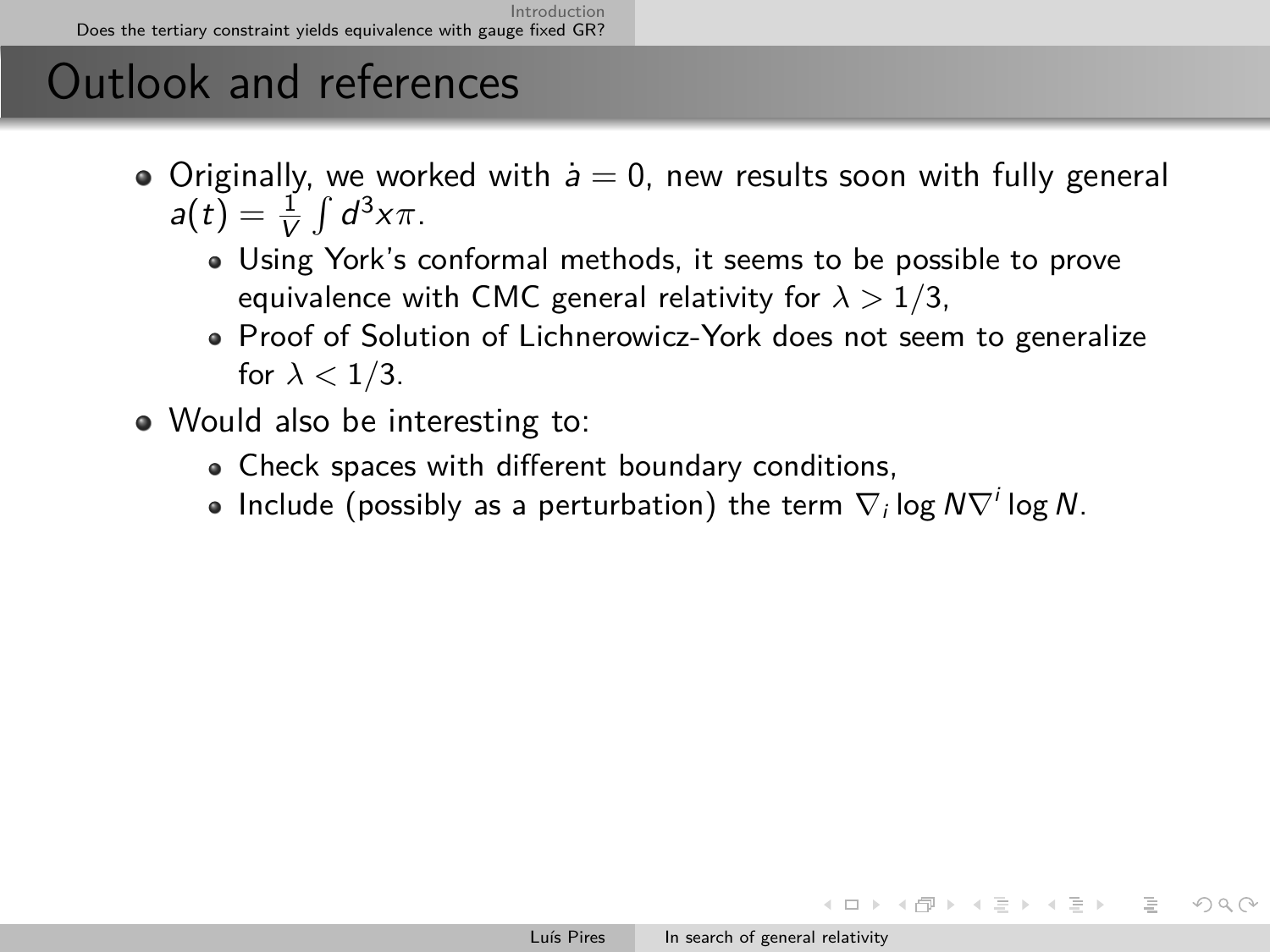# Outlook and references

- Originally, we worked with $\dot{a} = 0$, new results soon with fully general $a(t) = \frac{1}{V}\int d^3x\pi$.
  - Using York's conformal methods, it seems to be possible to prove equivalence with CMC general relativity for $\lambda > 1/3$,
  - Proof of Solution of Lichnerowicz-York does not seem to generalize for $\lambda < 1/3$.
- Would also be interesting to:
  - Check spaces with different boundary conditions,
  - Include (possibly as a perturbation) the term $\nabla_i \log N \nabla^i \log N$.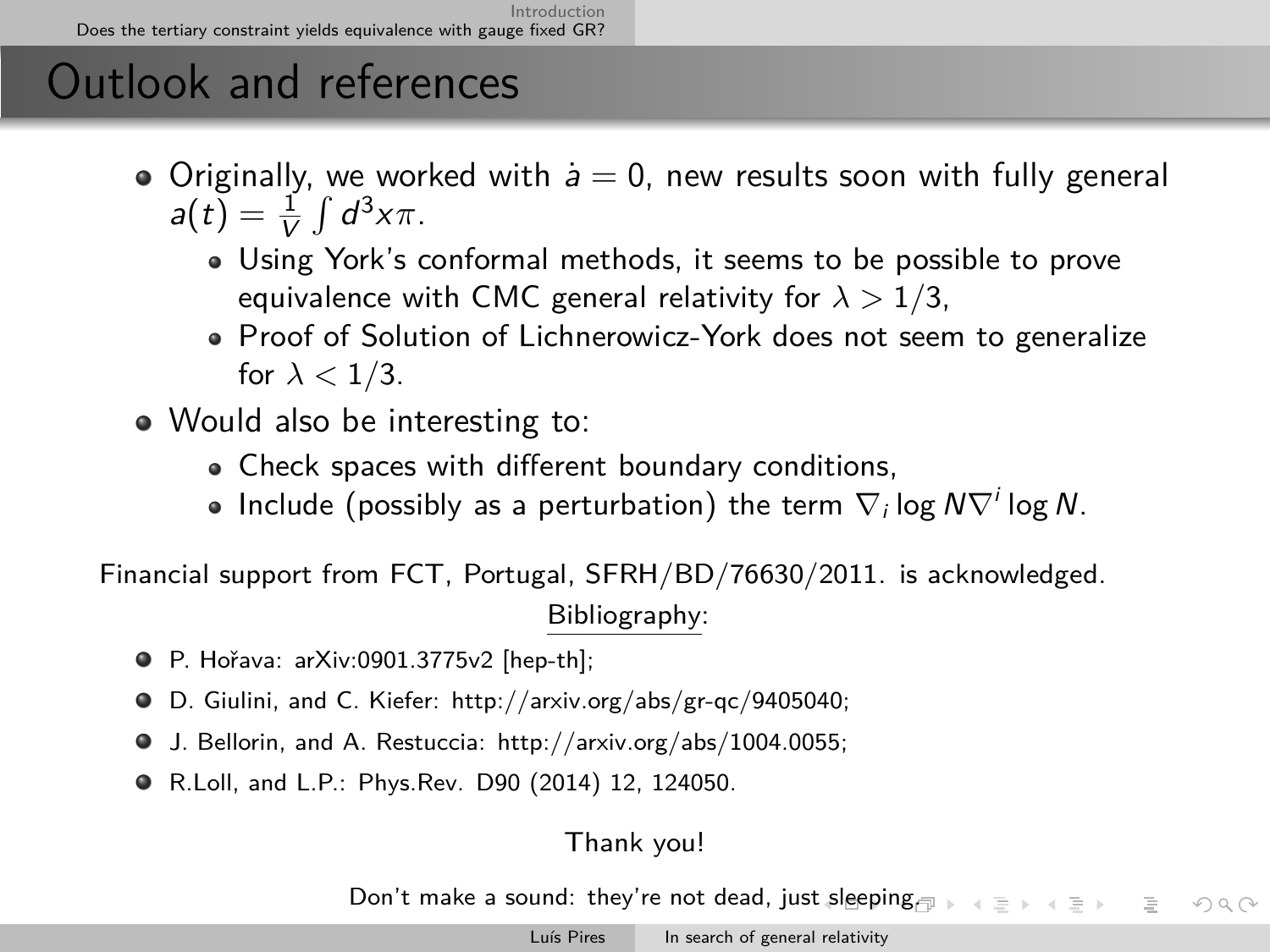# Outlook and references

- Originally, we worked with $\dot{a} = 0$, new results soon with fully general $a(t) = \frac{1}{V} \int d^3x \pi$.
  - Using York's conformal methods, it seems to be possible to prove equivalence with CMC general relativity for $\lambda > 1/3$,
  - Proof of Solution of Lichnerowicz-York does not seem to generalize for $\lambda < 1/3$.
- Would also be interesting to:
  - Check spaces with different boundary conditions,
  - Include (possibly as a perturbation) the term $\nabla_i \log N \nabla^i \log N$.

Financial support from FCT, Portugal, SFRH/BD/76630/2011. is acknowledged.

Bibliography:

- P. Hořava: arXiv:0901.3775v2 [hep-th];
- D. Giulini, and C. Kiefer: http://arxiv.org/abs/gr-qc/9405040;
- J. Bellorin, and A. Restuccia: http://arxiv.org/abs/1004.0055;
- R.Loll, and L.P.: Phys.Rev. D90 (2014) 12, 124050.

Thank you!

Don't make a sound: they're not dead, just sleeping.